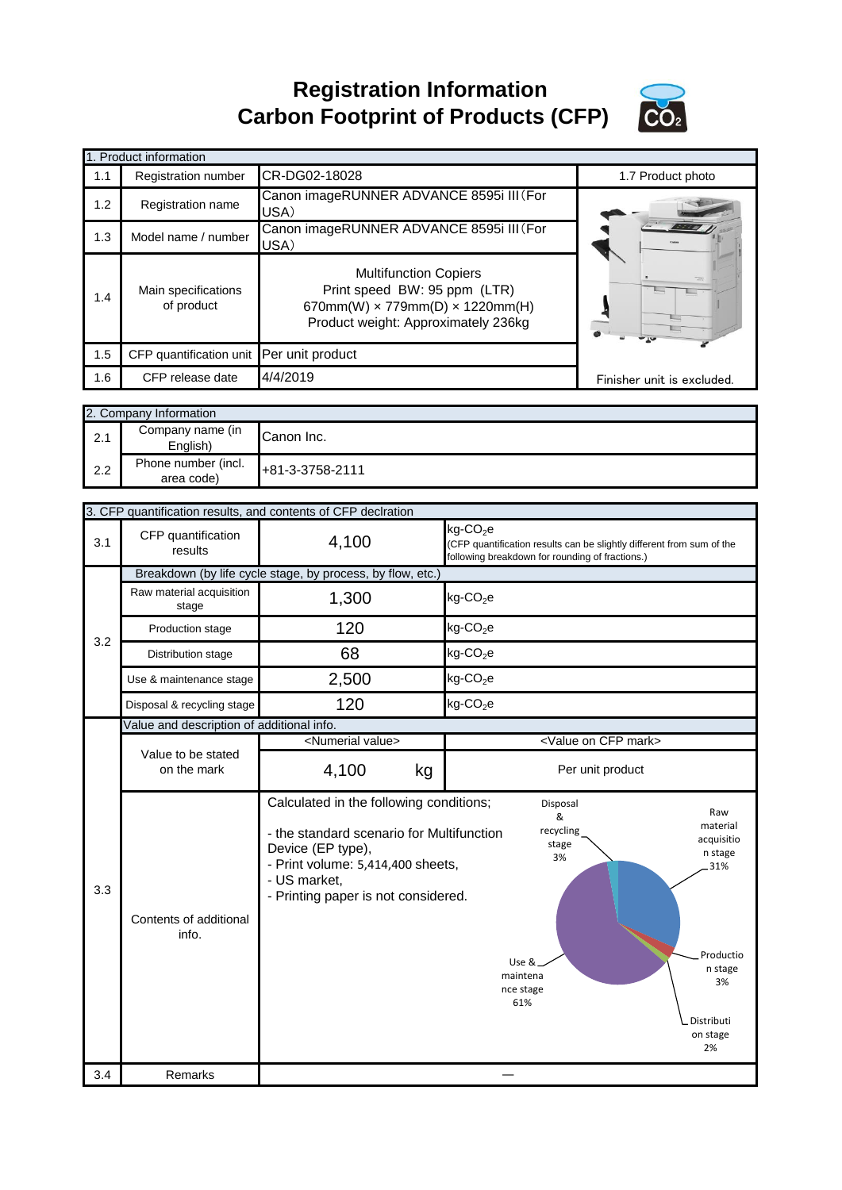# Registration Information
# Carbon Footprint of Products (CFP)

| 1. Product information | | | |
|---|---|---|---|
| 1.1 | Registration number | CR-DG02-18028 | 1.7 Product photo |
| 1.2 | Registration name | Canon imageRUNNER ADVANCE 8595i III（For USA） | |
| 1.3 | Model name / number | Canon imageRUNNER ADVANCE 8595i III（For USA） | |
| 1.4 | Main specifications of product | Multifunction Copiers<br>Print speed BW: 95 ppm (LTR)<br>670mm(W) × 779mm(D) × 1220mm(H)<br>Product weight: Approximately 236kg | |
| 1.5 | CFP quantification unit | Per unit product | |
| 1.6 | CFP release date | 4/4/2019 | Finisher unit is excluded. |

| 2. Company Information | | |
|---|---|---|
| 2.1 | Company name (in English) | Canon Inc. |
| 2.2 | Phone number (incl. area code) | +81-3-3758-2111 |

| 3. CFP quantification results, and contents of CFP declration | | | |
|---|---|---|---|
| 3.1 | CFP quantification results | 4,100 | kg-$CO_2$e (CFP quantification results can be slightly different from sum of the following breakdown for rounding of fractions.) |
| 3.2 | Breakdown (by life cycle stage, by process, by flow, etc.) | | |
| | Raw material acquisition stage | 1,300 | kg-$CO_2$e |
| | Production stage | 120 | kg-$CO_2$e |
| | Distribution stage | 68 | kg-$CO_2$e |
| | Use & maintenance stage | 2,500 | kg-$CO_2$e |
| | Disposal & recycling stage | 120 | kg-$CO_2$e |
| 3.3 | Value and description of additional info. | | |
| | Value to be stated on the mark | <Numerial value><br>4,100 kg | <Value on CFP mark><br>Per unit product |
| | Contents of additional info. | Calculated in the following conditions;<br>- the standard scenario for Multifunction Device (EP type),<br>- Print volume: 5,414,400 sheets,<br>- US market,<br>- Printing paper is not considered. | Raw material acquisition stage 31%<br>Production stage 3%<br>Distribution stage 2%<br>Use & maintenance stage 61%<br>Disposal & recycling stage 3% |
| 3.4 | Remarks | — | |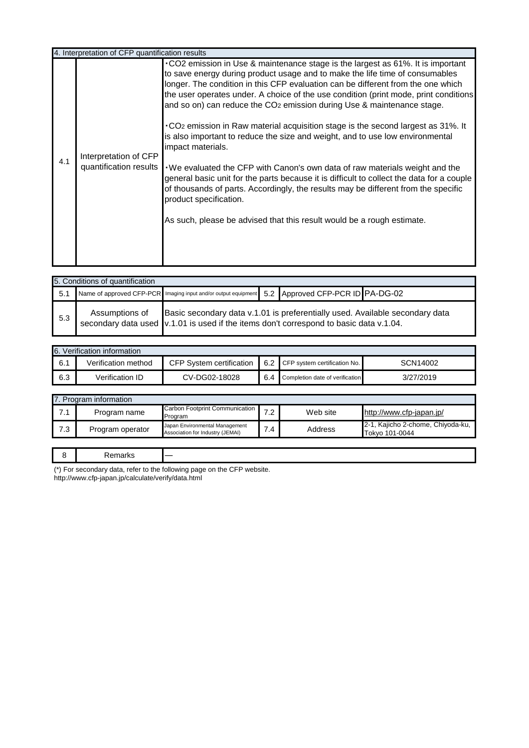| 4. Interpretation of CFP quantification results | | |
|---|---|---|
| 4.1 | Interpretation of CFP quantification results | ・$CO_2$ emission in Use & maintenance stage is the largest as 61%. It is important to save energy during product usage and to make the life time of consumables longer. The condition in this CFP evaluation can be different from the one which the user operates under. A choice of the use condition (print mode, print conditions and so on) can reduce the $CO_2$ emission during Use & maintenance stage.<br><br>・$CO_2$ emission in Raw material acquisition stage is the second largest as 31%. It is also important to reduce the size and weight, and to use low environmental impact materials.<br><br>・We evaluated the CFP with Canon's own data of raw materials weight and the general basic unit for the parts because it is difficult to collect the data for a couple of thousands of parts. Accordingly, the results may be different from the specific product specification.<br><br>As such, please be advised that this result would be a rough estimate. |

| 5. Conditions of quantification | | | | | |
|---|---|---|---|---|---|
| 5.1 | Name of approved CFP-PCR | Imaging input and/or output equipment | 5.2 | Approved CFP-PCR ID | PA-DG-02 |
| 5.3 | Assumptions of secondary data used | Basic secondary data v.1.01 is preferentially used. Available secondary data v.1.01 is used if the items don't correspond to basic data v.1.04. | | | |

| 6. Verification information | | | | | |
|---|---|---|---|---|---|
| 6.1 | Verification method | CFP System certification | 6.2 | CFP system certification No. | SCN14002 |
| 6.3 | Verification ID | CV-DG02-18028 | 6.4 | Completion date of verification | 3/27/2019 |

| 7. Program information | | | | | |
|---|---|---|---|---|---|
| 7.1 | Program name | Carbon Footprint Communication Program | 7.2 | Web site | http://www.cfp-japan.jp/ |
| 7.3 | Program operator | Japan Environmental Management Association for Industry (JEMAI) | 7.4 | Address | 2-1, Kajicho 2-chome, Chiyoda-ku, Tokyo 101-0044 |

| | | |
|---|---|---|
| 8 | Remarks | — |

(*) For secondary data, refer to the following page on the CFP website.
http://www.cfp-japan.jp/calculate/verify/data.html